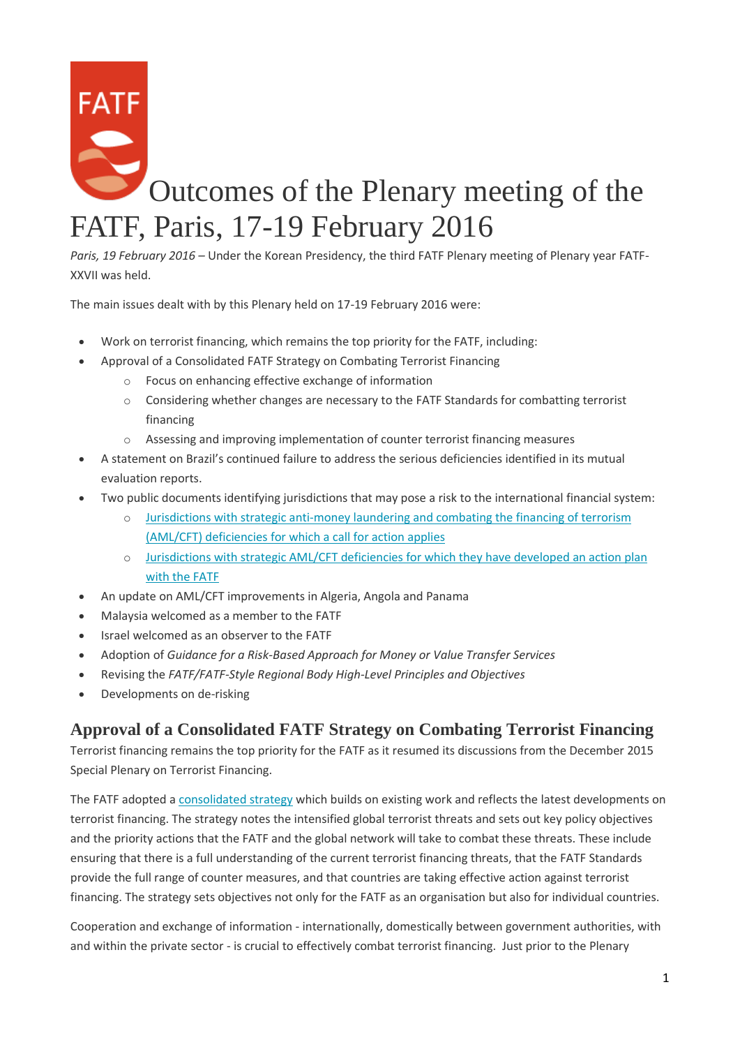# Outcomes of the Plenary meeting of the FATF, Paris, 17-19 February 2016

*Paris, 19 February 2016* – Under the Korean Presidency, the third FATF Plenary meeting of Plenary year FATF-XXVII was held.

The main issues dealt with by this Plenary held on 17-19 February 2016 were:

- Work on terrorist financing, which remains the top priority for the FATF, including:
- Approval of a Consolidated FATF Strategy on Combating Terrorist Financing
  - Focus on enhancing effective exchange of information
  - Considering whether changes are necessary to the FATF Standards for combatting terrorist financing
  - Assessing and improving implementation of counter terrorist financing measures
- A statement on Brazil's continued failure to address the serious deficiencies identified in its mutual evaluation reports.
- Two public documents identifying jurisdictions that may pose a risk to the international financial system:
  - Jurisdictions with strategic anti-money laundering and combating the financing of terrorism (AML/CFT) deficiencies for which a call for action applies
  - Jurisdictions with strategic AML/CFT deficiencies for which they have developed an action plan with the FATF
- An update on AML/CFT improvements in Algeria, Angola and Panama
- Malaysia welcomed as a member to the FATF
- Israel welcomed as an observer to the FATF
- Adoption of *Guidance for a Risk-Based Approach for Money or Value Transfer Services*
- Revising the *FATF/FATF-Style Regional Body High-Level Principles and Objectives*
- Developments on de-risking

## Approval of a Consolidated FATF Strategy on Combating Terrorist Financing

Terrorist financing remains the top priority for the FATF as it resumed its discussions from the December 2015 Special Plenary on Terrorist Financing.

The FATF adopted a consolidated strategy which builds on existing work and reflects the latest developments on terrorist financing. The strategy notes the intensified global terrorist threats and sets out key policy objectives and the priority actions that the FATF and the global network will take to combat these threats. These include ensuring that there is a full understanding of the current terrorist financing threats, that the FATF Standards provide the full range of counter measures, and that countries are taking effective action against terrorist financing. The strategy sets objectives not only for the FATF as an organisation but also for individual countries.

Cooperation and exchange of information - internationally, domestically between government authorities, with and within the private sector - is crucial to effectively combat terrorist financing. Just prior to the Plenary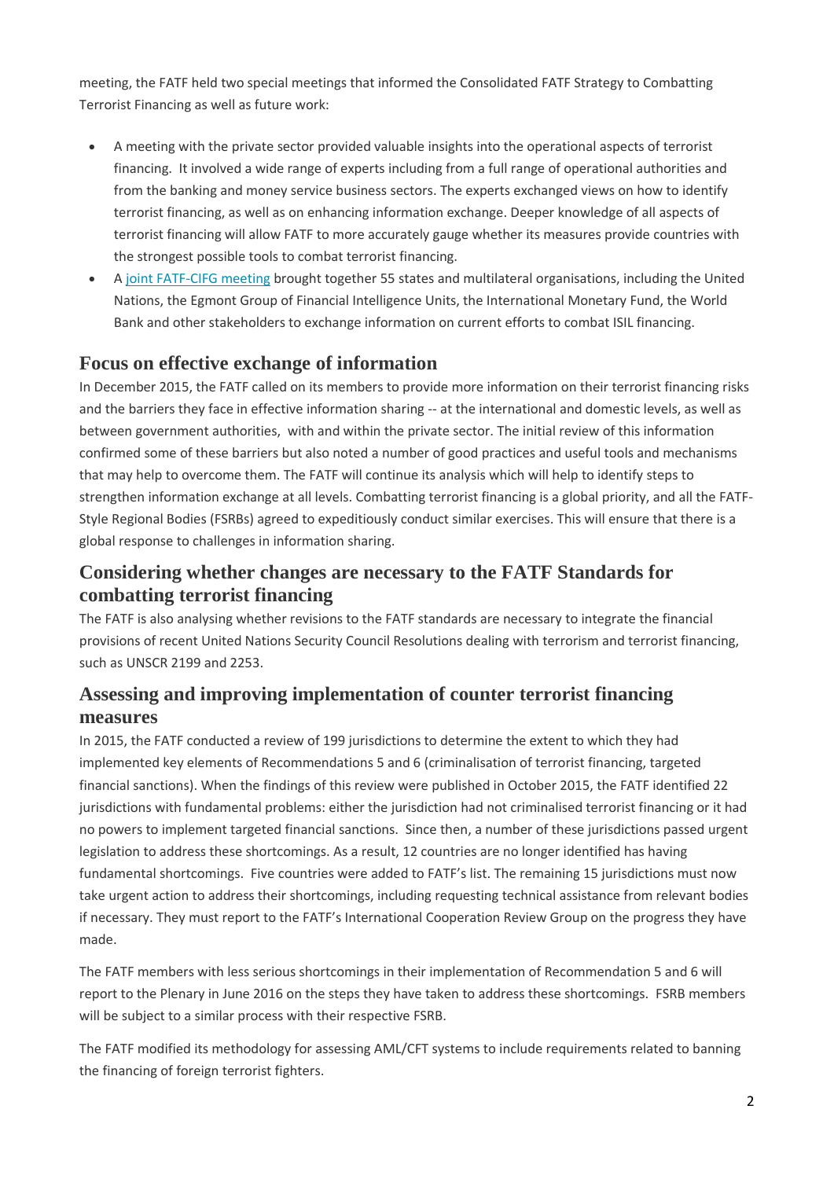meeting, the FATF held two special meetings that informed the Consolidated FATF Strategy to Combatting Terrorist Financing as well as future work:

- A meeting with the private sector provided valuable insights into the operational aspects of terrorist financing. It involved a wide range of experts including from a full range of operational authorities and from the banking and money service business sectors. The experts exchanged views on how to identify terrorist financing, as well as on enhancing information exchange. Deeper knowledge of all aspects of terrorist financing will allow FATF to more accurately gauge whether its measures provide countries with the strongest possible tools to combat terrorist financing.
- A joint FATF-CIFG meeting brought together 55 states and multilateral organisations, including the United Nations, the Egmont Group of Financial Intelligence Units, the International Monetary Fund, the World Bank and other stakeholders to exchange information on current efforts to combat ISIL financing.

## Focus on effective exchange of information

In December 2015, the FATF called on its members to provide more information on their terrorist financing risks and the barriers they face in effective information sharing -- at the international and domestic levels, as well as between government authorities, with and within the private sector. The initial review of this information confirmed some of these barriers but also noted a number of good practices and useful tools and mechanisms that may help to overcome them. The FATF will continue its analysis which will help to identify steps to strengthen information exchange at all levels. Combatting terrorist financing is a global priority, and all the FATF-Style Regional Bodies (FSRBs) agreed to expeditiously conduct similar exercises. This will ensure that there is a global response to challenges in information sharing.

## Considering whether changes are necessary to the FATF Standards for combatting terrorist financing

The FATF is also analysing whether revisions to the FATF standards are necessary to integrate the financial provisions of recent United Nations Security Council Resolutions dealing with terrorism and terrorist financing, such as UNSCR 2199 and 2253.

## Assessing and improving implementation of counter terrorist financing measures

In 2015, the FATF conducted a review of 199 jurisdictions to determine the extent to which they had implemented key elements of Recommendations 5 and 6 (criminalisation of terrorist financing, targeted financial sanctions). When the findings of this review were published in October 2015, the FATF identified 22 jurisdictions with fundamental problems: either the jurisdiction had not criminalised terrorist financing or it had no powers to implement targeted financial sanctions. Since then, a number of these jurisdictions passed urgent legislation to address these shortcomings. As a result, 12 countries are no longer identified has having fundamental shortcomings. Five countries were added to FATF's list. The remaining 15 jurisdictions must now take urgent action to address their shortcomings, including requesting technical assistance from relevant bodies if necessary. They must report to the FATF's International Cooperation Review Group on the progress they have made.

The FATF members with less serious shortcomings in their implementation of Recommendation 5 and 6 will report to the Plenary in June 2016 on the steps they have taken to address these shortcomings. FSRB members will be subject to a similar process with their respective FSRB.

The FATF modified its methodology for assessing AML/CFT systems to include requirements related to banning the financing of foreign terrorist fighters.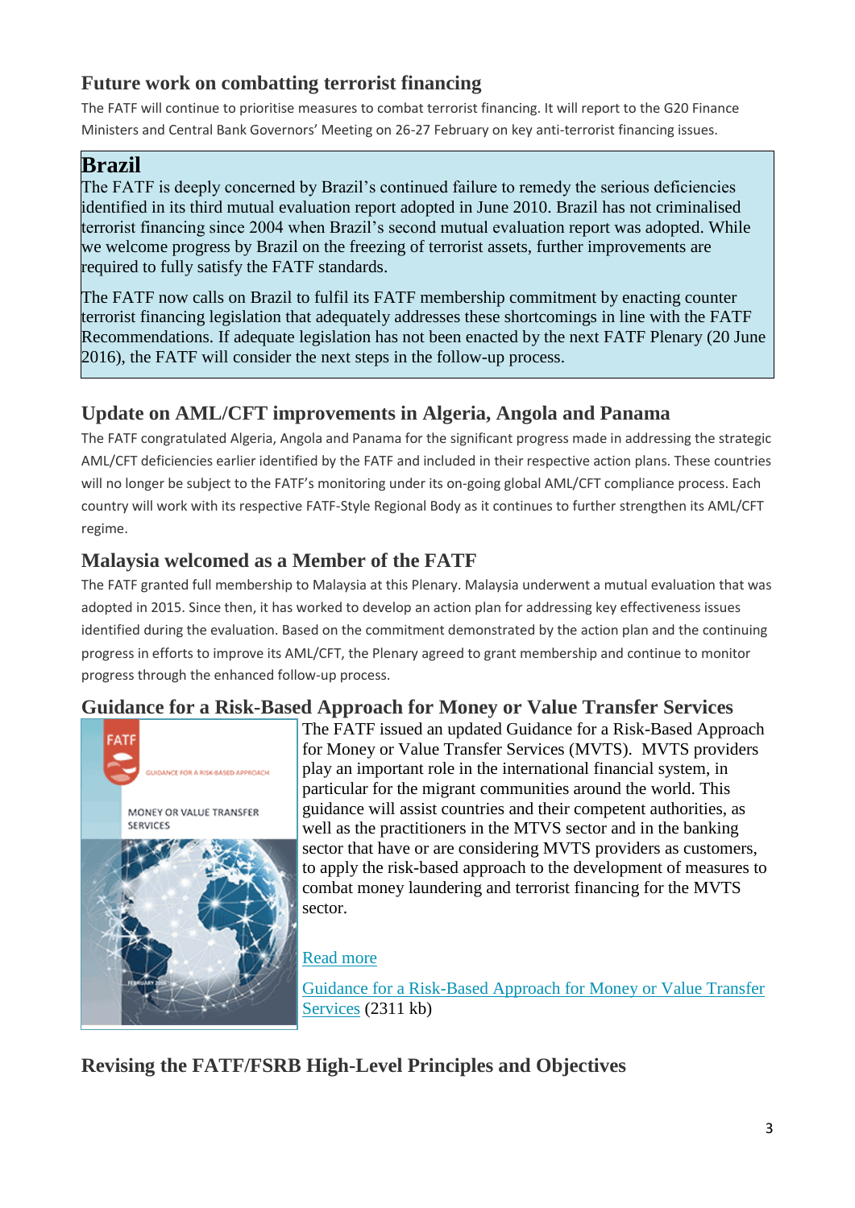## Future work on combatting terrorist financing

The FATF will continue to prioritise measures to combat terrorist financing. It will report to the G20 Finance Ministers and Central Bank Governors' Meeting on 26-27 February on key anti-terrorist financing issues.

## Brazil

The FATF is deeply concerned by Brazil's continued failure to remedy the serious deficiencies identified in its third mutual evaluation report adopted in June 2010. Brazil has not criminalised terrorist financing since 2004 when Brazil's second mutual evaluation report was adopted. While we welcome progress by Brazil on the freezing of terrorist assets, further improvements are required to fully satisfy the FATF standards.

The FATF now calls on Brazil to fulfil its FATF membership commitment by enacting counter terrorist financing legislation that adequately addresses these shortcomings in line with the FATF Recommendations. If adequate legislation has not been enacted by the next FATF Plenary (20 June 2016), the FATF will consider the next steps in the follow-up process.

## Update on AML/CFT improvements in Algeria, Angola and Panama

The FATF congratulated Algeria, Angola and Panama for the significant progress made in addressing the strategic AML/CFT deficiencies earlier identified by the FATF and included in their respective action plans. These countries will no longer be subject to the FATF's monitoring under its on-going global AML/CFT compliance process. Each country will work with its respective FATF-Style Regional Body as it continues to further strengthen its AML/CFT regime.

## Malaysia welcomed as a Member of the FATF

The FATF granted full membership to Malaysia at this Plenary. Malaysia underwent a mutual evaluation that was adopted in 2015. Since then, it has worked to develop an action plan for addressing key effectiveness issues identified during the evaluation. Based on the commitment demonstrated by the action plan and the continuing progress in efforts to improve its AML/CFT, the Plenary agreed to grant membership and continue to monitor progress through the enhanced follow-up process.

## Guidance for a Risk-Based Approach for Money or Value Transfer Services

The FATF issued an updated Guidance for a Risk-Based Approach for Money or Value Transfer Services (MVTS). MVTS providers play an important role in the international financial system, in particular for the migrant communities around the world. This guidance will assist countries and their competent authorities, as well as the practitioners in the MTVS sector and in the banking sector that have or are considering MVTS providers as customers, to apply the risk-based approach to the development of measures to combat money laundering and terrorist financing for the MVTS sector.

Read more

Guidance for a Risk-Based Approach for Money or Value Transfer Services (2311 kb)

## Revising the FATF/FSRB High-Level Principles and Objectives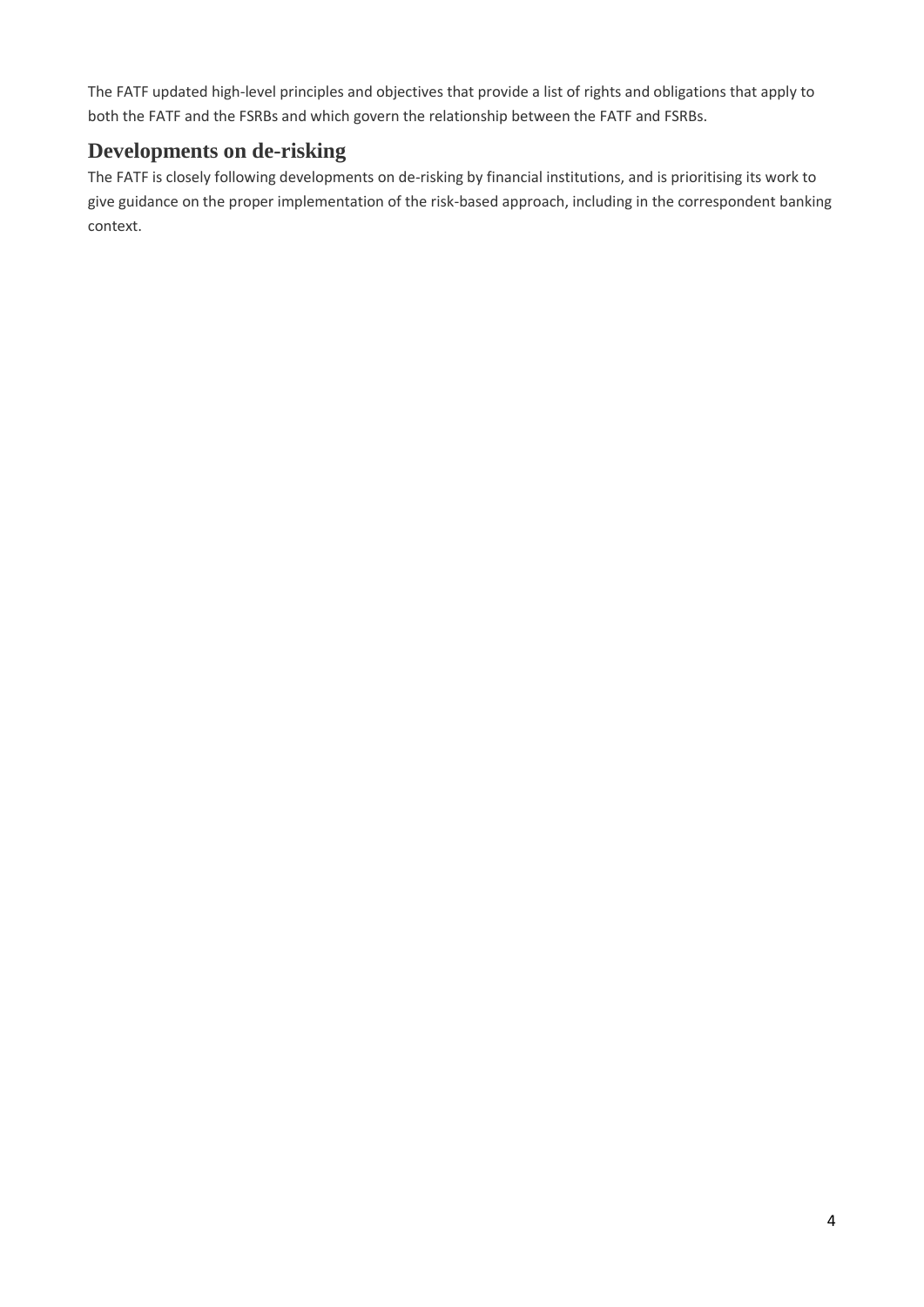The FATF updated high-level principles and objectives that provide a list of rights and obligations that apply to both the FATF and the FSRBs and which govern the relationship between the FATF and FSRBs.

## Developments on de-risking

The FATF is closely following developments on de-risking by financial institutions, and is prioritising its work to give guidance on the proper implementation of the risk-based approach, including in the correspondent banking context.